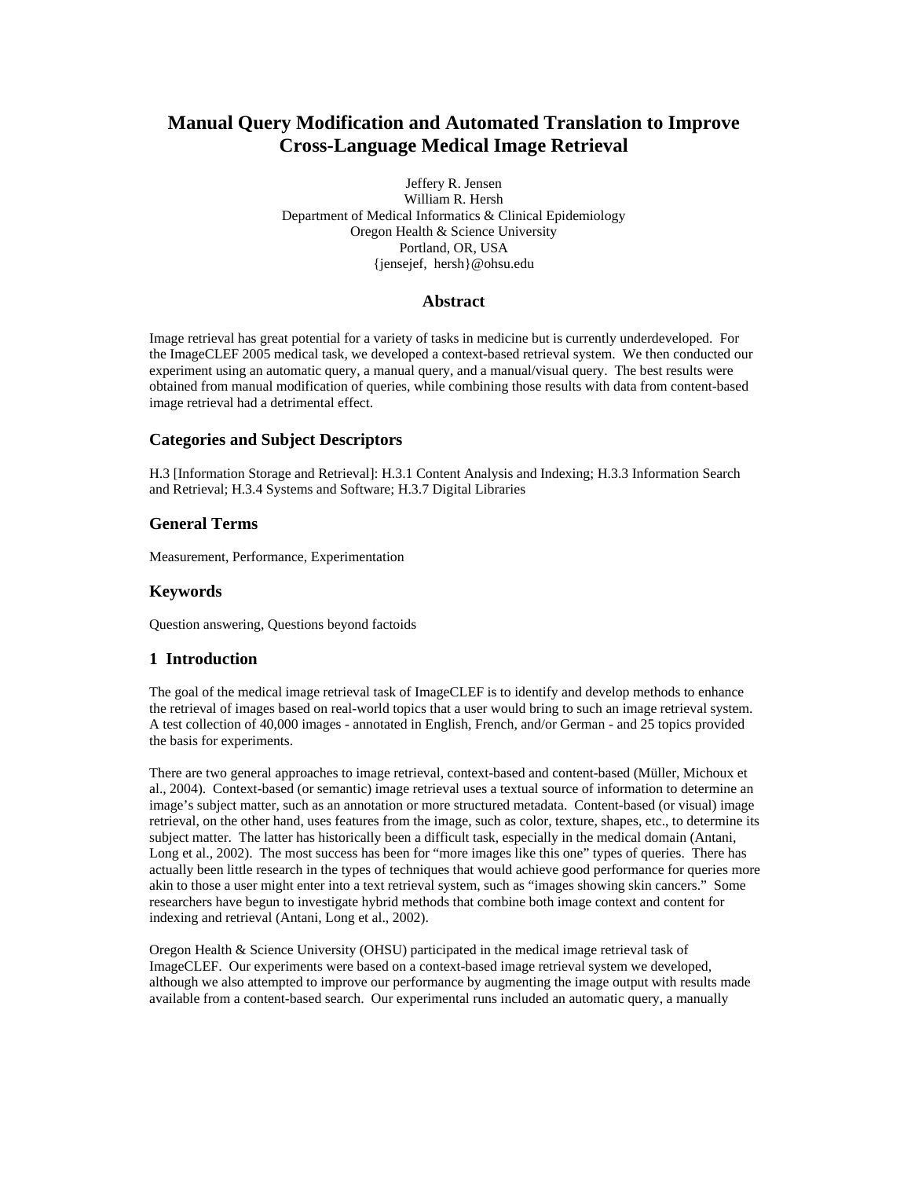# Manual Query Modification and Automated Translation to Improve Cross-Language Medical Image Retrieval

Jeffery R. Jensen
William R. Hersh
Department of Medical Informatics & Clinical Epidemiology
Oregon Health & Science University
Portland, OR, USA
{jensejef, hersh}@ohsu.edu

## Abstract

Image retrieval has great potential for a variety of tasks in medicine but is currently underdeveloped. For the ImageCLEF 2005 medical task, we developed a context-based retrieval system. We then conducted our experiment using an automatic query, a manual query, and a manual/visual query. The best results were obtained from manual modification of queries, while combining those results with data from content-based image retrieval had a detrimental effect.

## Categories and Subject Descriptors

H.3 [Information Storage and Retrieval]: H.3.1 Content Analysis and Indexing; H.3.3 Information Search and Retrieval; H.3.4 Systems and Software; H.3.7 Digital Libraries

## General Terms

Measurement, Performance, Experimentation

## Keywords

Question answering, Questions beyond factoids

## 1 Introduction

The goal of the medical image retrieval task of ImageCLEF is to identify and develop methods to enhance the retrieval of images based on real-world topics that a user would bring to such an image retrieval system. A test collection of 40,000 images - annotated in English, French, and/or German - and 25 topics provided the basis for experiments.

There are two general approaches to image retrieval, context-based and content-based (Müller, Michoux et al., 2004). Context-based (or semantic) image retrieval uses a textual source of information to determine an image's subject matter, such as an annotation or more structured metadata. Content-based (or visual) image retrieval, on the other hand, uses features from the image, such as color, texture, shapes, etc., to determine its subject matter. The latter has historically been a difficult task, especially in the medical domain (Antani, Long et al., 2002). The most success has been for "more images like this one" types of queries. There has actually been little research in the types of techniques that would achieve good performance for queries more akin to those a user might enter into a text retrieval system, such as "images showing skin cancers." Some researchers have begun to investigate hybrid methods that combine both image context and content for indexing and retrieval (Antani, Long et al., 2002).

Oregon Health & Science University (OHSU) participated in the medical image retrieval task of ImageCLEF. Our experiments were based on a context-based image retrieval system we developed, although we also attempted to improve our performance by augmenting the image output with results made available from a content-based search. Our experimental runs included an automatic query, a manually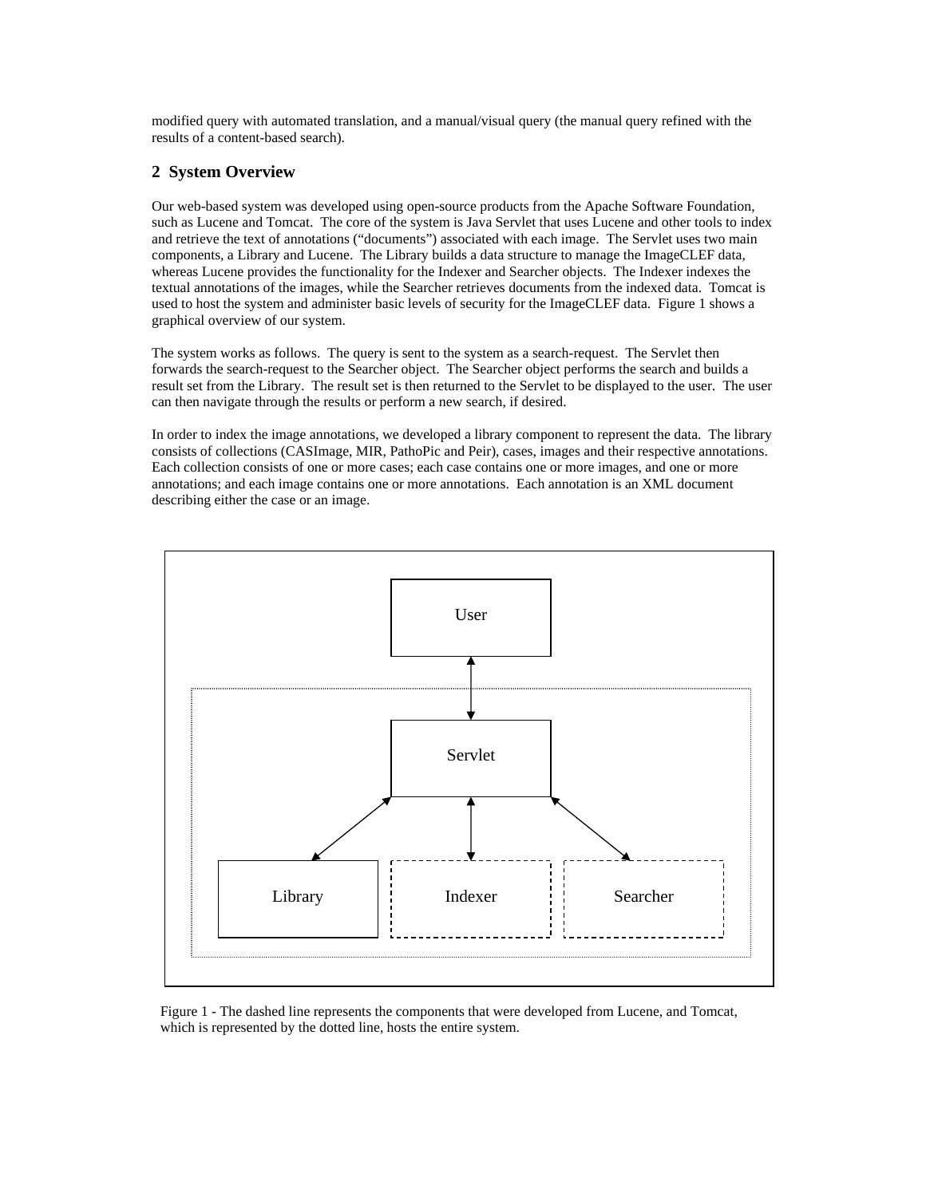modified query with automated translation, and a manual/visual query (the manual query refined with the results of a content-based search).

## 2 System Overview

Our web-based system was developed using open-source products from the Apache Software Foundation, such as Lucene and Tomcat. The core of the system is Java Servlet that uses Lucene and other tools to index and retrieve the text of annotations ("documents") associated with each image. The Servlet uses two main components, a Library and Lucene. The Library builds a data structure to manage the ImageCLEF data, whereas Lucene provides the functionality for the Indexer and Searcher objects. The Indexer indexes the textual annotations of the images, while the Searcher retrieves documents from the indexed data. Tomcat is used to host the system and administer basic levels of security for the ImageCLEF data. Figure 1 shows a graphical overview of our system.

The system works as follows. The query is sent to the system as a search-request. The Servlet then forwards the search-request to the Searcher object. The Searcher object performs the search and builds a result set from the Library. The result set is then returned to the Servlet to be displayed to the user. The user can then navigate through the results or perform a new search, if desired.

In order to index the image annotations, we developed a library component to represent the data. The library consists of collections (CASImage, MIR, PathoPic and Peir), cases, images and their respective annotations. Each collection consists of one or more cases; each case contains one or more images, and one or more annotations; and each image contains one or more annotations. Each annotation is an XML document describing either the case or an image.

User

Servlet

Library | Indexer | Searcher

Figure 1 - The dashed line represents the components that were developed from Lucene, and Tomcat, which is represented by the dotted line, hosts the entire system.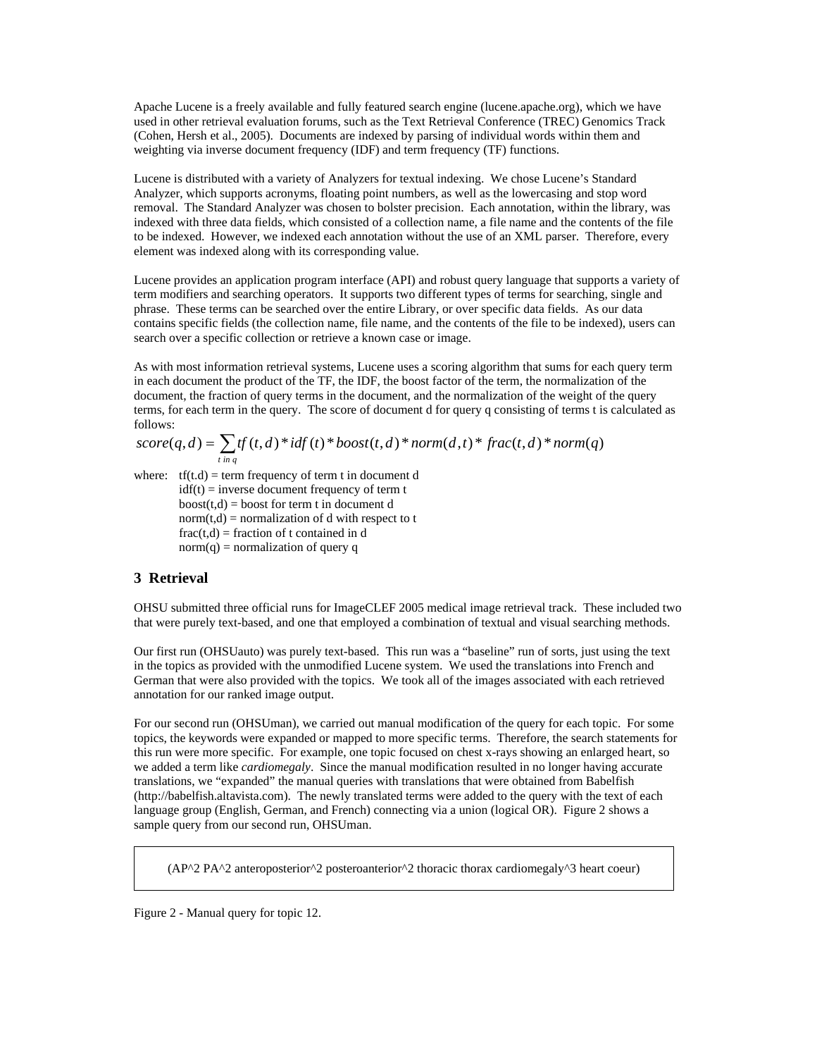Apache Lucene is a freely available and fully featured search engine (lucene.apache.org), which we have used in other retrieval evaluation forums, such as the Text Retrieval Conference (TREC) Genomics Track (Cohen, Hersh et al., 2005). Documents are indexed by parsing of individual words within them and weighting via inverse document frequency (IDF) and term frequency (TF) functions.

Lucene is distributed with a variety of Analyzers for textual indexing. We chose Lucene's Standard Analyzer, which supports acronyms, floating point numbers, as well as the lowercasing and stop word removal. The Standard Analyzer was chosen to bolster precision. Each annotation, within the library, was indexed with three data fields, which consisted of a collection name, a file name and the contents of the file to be indexed. However, we indexed each annotation without the use of an XML parser. Therefore, every element was indexed along with its corresponding value.

Lucene provides an application program interface (API) and robust query language that supports a variety of term modifiers and searching operators. It supports two different types of terms for searching, single and phrase. These terms can be searched over the entire Library, or over specific data fields. As our data contains specific fields (the collection name, file name, and the contents of the file to be indexed), users can search over a specific collection or retrieve a known case or image.

As with most information retrieval systems, Lucene uses a scoring algorithm that sums for each query term in each document the product of the TF, the IDF, the boost factor of the term, the normalization of the document, the fraction of query terms in the document, and the normalization of the weight of the query terms, for each term in the query. The score of document d for query q consisting of terms t is calculated as follows:

$$score(q,d) = \sum_{t \, in \, q} tf(t,d) * idf(t) * boost(t,d) * norm(d,t) * frac(t,d) * norm(q)$$

where: tf(t.d) = term frequency of term t in document d
idf(t) = inverse document frequency of term t
boost(t,d) = boost for term t in document d
norm(t,d) = normalization of d with respect to t
frac(t,d) = fraction of t contained in d
norm(q) = normalization of query q

## 3 Retrieval

OHSU submitted three official runs for ImageCLEF 2005 medical image retrieval track. These included two that were purely text-based, and one that employed a combination of textual and visual searching methods.

Our first run (OHSUauto) was purely text-based. This run was a "baseline" run of sorts, just using the text in the topics as provided with the unmodified Lucene system. We used the translations into French and German that were also provided with the topics. We took all of the images associated with each retrieved annotation for our ranked image output.

For our second run (OHSUman), we carried out manual modification of the query for each topic. For some topics, the keywords were expanded or mapped to more specific terms. Therefore, the search statements for this run were more specific. For example, one topic focused on chest x-rays showing an enlarged heart, so we added a term like *cardiomegaly*. Since the manual modification resulted in no longer having accurate translations, we "expanded" the manual queries with translations that were obtained from Babelfish (http://babelfish.altavista.com). The newly translated terms were added to the query with the text of each language group (English, German, and French) connecting via a union (logical OR). Figure 2 shows a sample query from our second run, OHSUman.

```
(AP^2 PA^2 anteroposterior^2 posteroanterior^2 thoracic thorax cardiomegaly^3 heart coeur)
```

Figure 2 - Manual query for topic 12.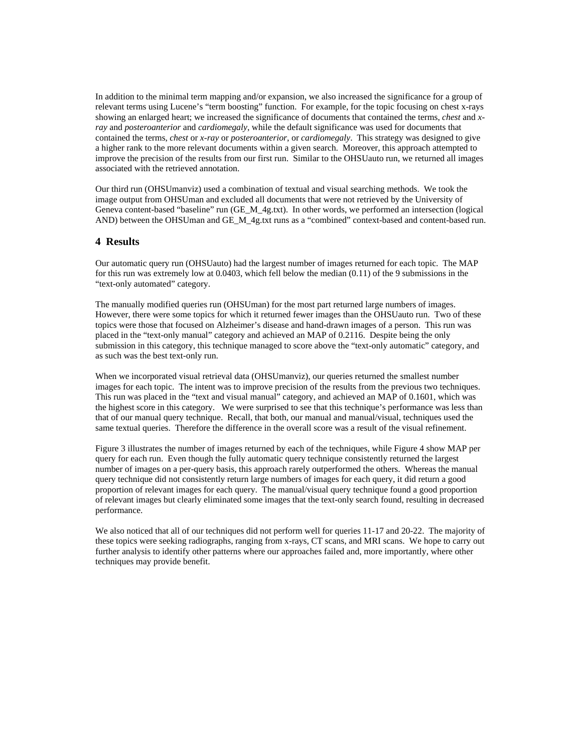In addition to the minimal term mapping and/or expansion, we also increased the significance for a group of relevant terms using Lucene's "term boosting" function. For example, for the topic focusing on chest x-rays showing an enlarged heart; we increased the significance of documents that contained the terms, *chest* and *x-ray* and *posteroanterior* and *cardiomegaly*, while the default significance was used for documents that contained the terms, *chest* or *x-ray* or *posteroanterior*, or *cardiomegaly*. This strategy was designed to give a higher rank to the more relevant documents within a given search. Moreover, this approach attempted to improve the precision of the results from our first run. Similar to the OHSUauto run, we returned all images associated with the retrieved annotation.

Our third run (OHSUmanviz) used a combination of textual and visual searching methods. We took the image output from OHSUman and excluded all documents that were not retrieved by the University of Geneva content-based "baseline" run (GE_M_4g.txt). In other words, we performed an intersection (logical AND) between the OHSUman and GE_M_4g.txt runs as a "combined" context-based and content-based run.

## 4 Results

Our automatic query run (OHSUauto) had the largest number of images returned for each topic. The MAP for this run was extremely low at 0.0403, which fell below the median (0.11) of the 9 submissions in the "text-only automated" category.

The manually modified queries run (OHSUman) for the most part returned large numbers of images. However, there were some topics for which it returned fewer images than the OHSUauto run. Two of these topics were those that focused on Alzheimer's disease and hand-drawn images of a person. This run was placed in the "text-only manual" category and achieved an MAP of 0.2116. Despite being the only submission in this category, this technique managed to score above the "text-only automatic" category, and as such was the best text-only run.

When we incorporated visual retrieval data (OHSUmanviz), our queries returned the smallest number images for each topic. The intent was to improve precision of the results from the previous two techniques. This run was placed in the "text and visual manual" category, and achieved an MAP of 0.1601, which was the highest score in this category. We were surprised to see that this technique's performance was less than that of our manual query technique. Recall, that both, our manual and manual/visual, techniques used the same textual queries. Therefore the difference in the overall score was a result of the visual refinement.

Figure 3 illustrates the number of images returned by each of the techniques, while Figure 4 show MAP per query for each run. Even though the fully automatic query technique consistently returned the largest number of images on a per-query basis, this approach rarely outperformed the others. Whereas the manual query technique did not consistently return large numbers of images for each query, it did return a good proportion of relevant images for each query. The manual/visual query technique found a good proportion of relevant images but clearly eliminated some images that the text-only search found, resulting in decreased performance.

We also noticed that all of our techniques did not perform well for queries 11-17 and 20-22. The majority of these topics were seeking radiographs, ranging from x-rays, CT scans, and MRI scans. We hope to carry out further analysis to identify other patterns where our approaches failed and, more importantly, where other techniques may provide benefit.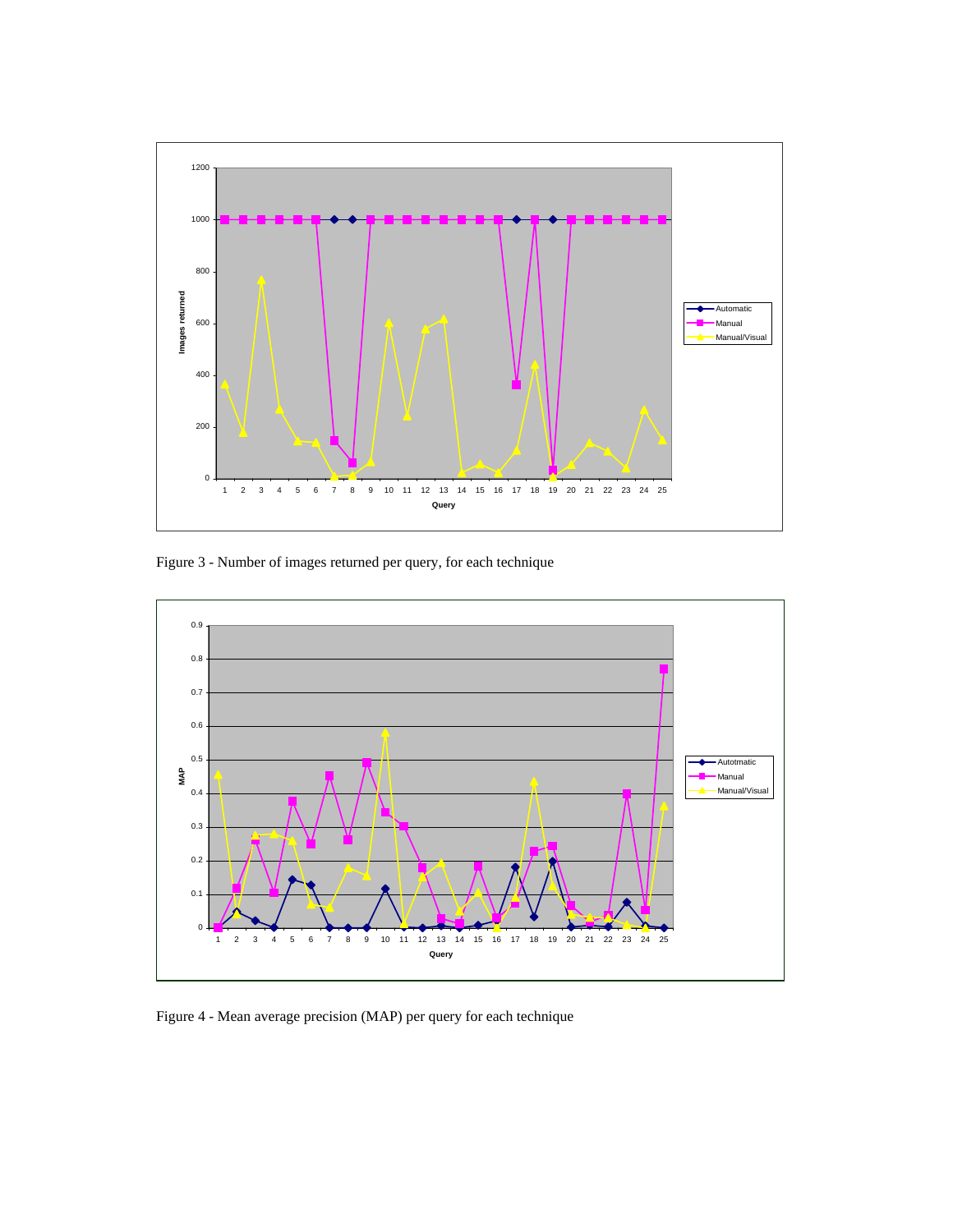Figure 3 - Number of images returned per query, for each technique

Figure 4 - Mean average precision (MAP) per query for each technique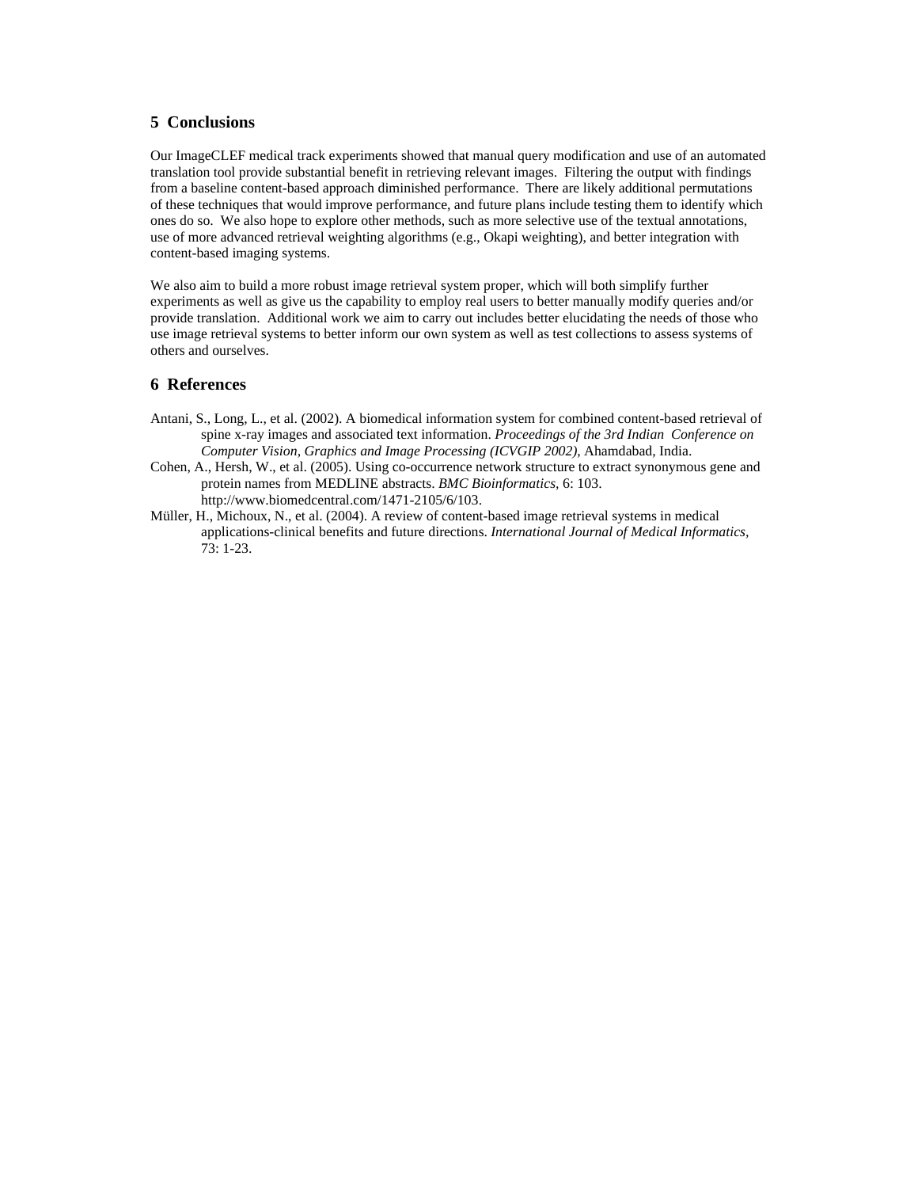## 5 Conclusions

Our ImageCLEF medical track experiments showed that manual query modification and use of an automated translation tool provide substantial benefit in retrieving relevant images. Filtering the output with findings from a baseline content-based approach diminished performance. There are likely additional permutations of these techniques that would improve performance, and future plans include testing them to identify which ones do so. We also hope to explore other methods, such as more selective use of the textual annotations, use of more advanced retrieval weighting algorithms (e.g., Okapi weighting), and better integration with content-based imaging systems.

We also aim to build a more robust image retrieval system proper, which will both simplify further experiments as well as give us the capability to employ real users to better manually modify queries and/or provide translation. Additional work we aim to carry out includes better elucidating the needs of those who use image retrieval systems to better inform our own system as well as test collections to assess systems of others and ourselves.

## 6 References

Antani, S., Long, L., et al. (2002). A biomedical information system for combined content-based retrieval of spine x-ray images and associated text information. *Proceedings of the 3rd Indian Conference on Computer Vision, Graphics and Image Processing (ICVGIP 2002)*, Ahamdabad, India.

Cohen, A., Hersh, W., et al. (2005). Using co-occurrence network structure to extract synonymous gene and protein names from MEDLINE abstracts. *BMC Bioinformatics*, 6: 103. http://www.biomedcentral.com/1471-2105/6/103.

Müller, H., Michoux, N., et al. (2004). A review of content-based image retrieval systems in medical applications-clinical benefits and future directions. *International Journal of Medical Informatics*, 73: 1-23.